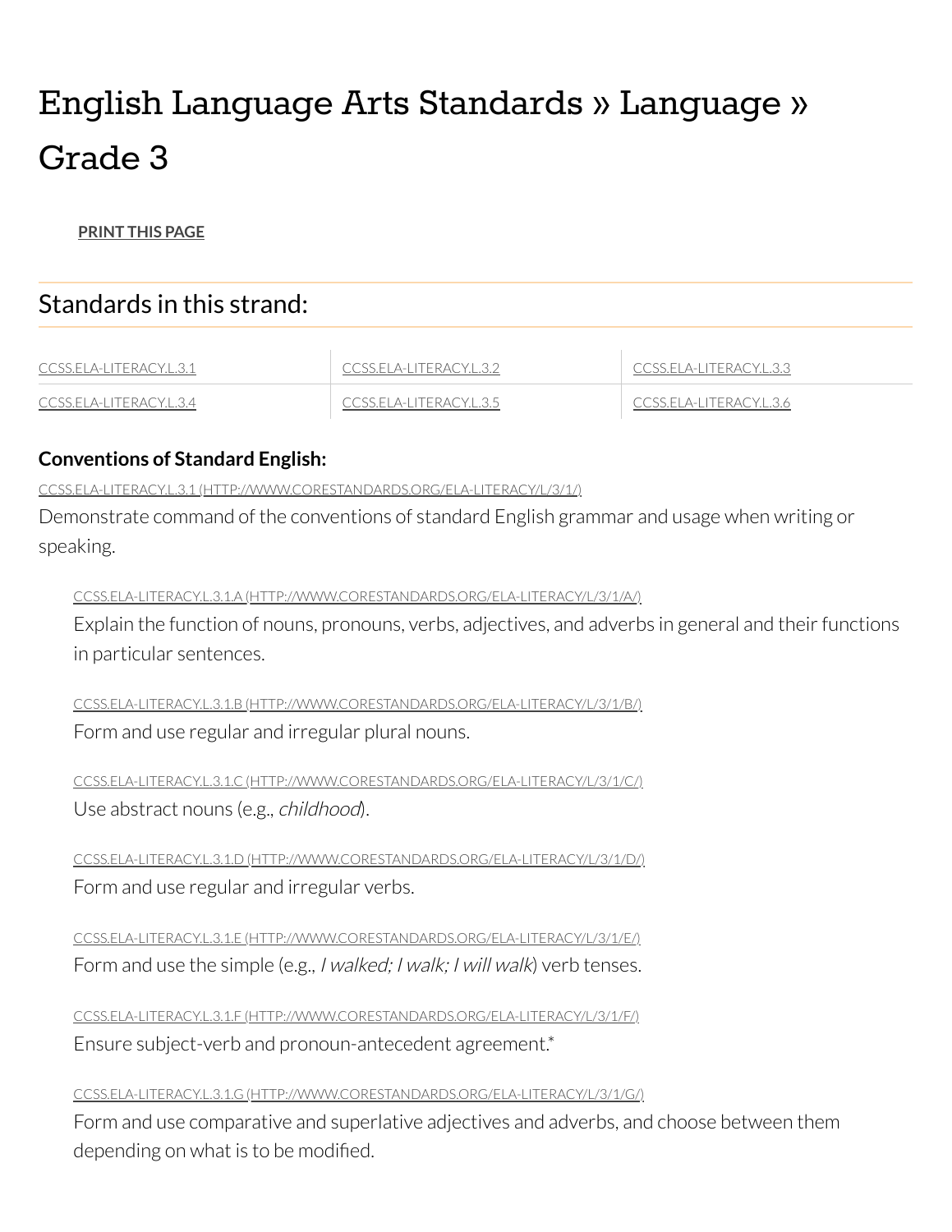# English Language Arts Standards » Language » Grade 3

**PRINT THIS PAGE**

## Standards in this strand:

| | | |
|---|---|---|
| CCSS.ELA-LITERACY.L.3.1 | CCSS.ELA-LITERACY.L.3.2 | CCSS.ELA-LITERACY.L.3.3 |
| CCSS.ELA-LITERACY.L.3.4 | CCSS.ELA-LITERACY.L.3.5 | CCSS.ELA-LITERACY.L.3.6 |

**Conventions of Standard English:**

CCSS.ELA-LITERACY.L.3.1 (HTTP://WWW.CORESTANDARDS.ORG/ELA-LITERACY/L/3/1/)
Demonstrate command of the conventions of standard English grammar and usage when writing or speaking.

> CCSS.ELA-LITERACY.L.3.1.A (HTTP://WWW.CORESTANDARDS.ORG/ELA-LITERACY/L/3/1/A/)
> Explain the function of nouns, pronouns, verbs, adjectives, and adverbs in general and their functions in particular sentences.
>
> CCSS.ELA-LITERACY.L.3.1.B (HTTP://WWW.CORESTANDARDS.ORG/ELA-LITERACY/L/3/1/B/)
> Form and use regular and irregular plural nouns.
>
> CCSS.ELA-LITERACY.L.3.1.C (HTTP://WWW.CORESTANDARDS.ORG/ELA-LITERACY/L/3/1/C/)
> Use abstract nouns (e.g., *childhood*).
>
> CCSS.ELA-LITERACY.L.3.1.D (HTTP://WWW.CORESTANDARDS.ORG/ELA-LITERACY/L/3/1/D/)
> Form and use regular and irregular verbs.
>
> CCSS.ELA-LITERACY.L.3.1.E (HTTP://WWW.CORESTANDARDS.ORG/ELA-LITERACY/L/3/1/E/)
> Form and use the simple (e.g., *I walked; I walk; I will walk*) verb tenses.
>
> CCSS.ELA-LITERACY.L.3.1.F (HTTP://WWW.CORESTANDARDS.ORG/ELA-LITERACY/L/3/1/F/)
> Ensure subject-verb and pronoun-antecedent agreement.*
>
> CCSS.ELA-LITERACY.L.3.1.G (HTTP://WWW.CORESTANDARDS.ORG/ELA-LITERACY/L/3/1/G/)
> Form and use comparative and superlative adjectives and adverbs, and choose between them depending on what is to be modified.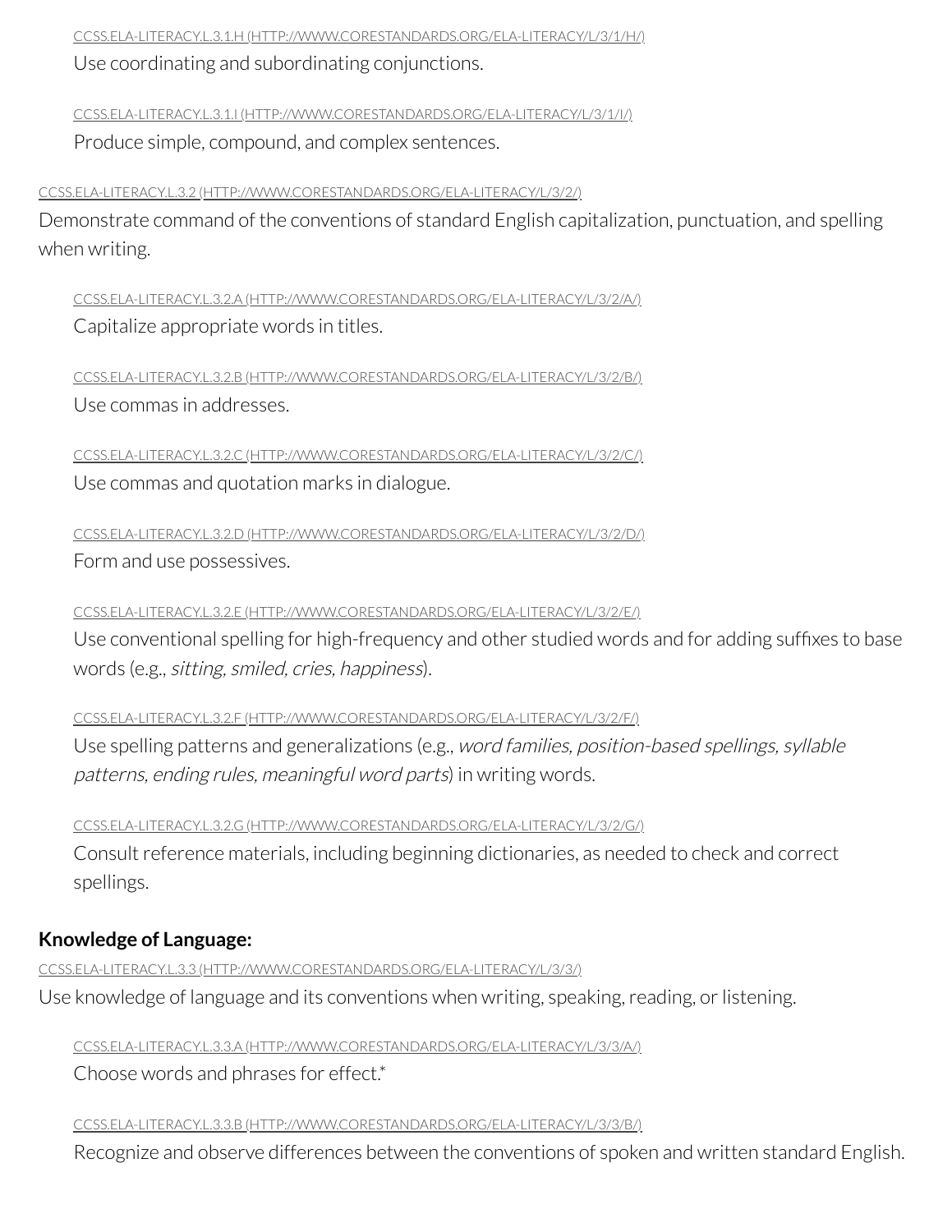CCSS.ELA-LITERACY.L.3.1.H (HTTP://WWW.CORESTANDARDS.ORG/ELA-LITERACY/L/3/1/H/)

Use coordinating and subordinating conjunctions.

CCSS.ELA-LITERACY.L.3.1.I (HTTP://WWW.CORESTANDARDS.ORG/ELA-LITERACY/L/3/1/I/)

Produce simple, compound, and complex sentences.

CCSS.ELA-LITERACY.L.3.2 (HTTP://WWW.CORESTANDARDS.ORG/ELA-LITERACY/L/3/2/)

Demonstrate command of the conventions of standard English capitalization, punctuation, and spelling when writing.

CCSS.ELA-LITERACY.L.3.2.A (HTTP://WWW.CORESTANDARDS.ORG/ELA-LITERACY/L/3/2/A/)

Capitalize appropriate words in titles.

CCSS.ELA-LITERACY.L.3.2.B (HTTP://WWW.CORESTANDARDS.ORG/ELA-LITERACY/L/3/2/B/)

Use commas in addresses.

CCSS.ELA-LITERACY.L.3.2.C (HTTP://WWW.CORESTANDARDS.ORG/ELA-LITERACY/L/3/2/C/)

Use commas and quotation marks in dialogue.

CCSS.ELA-LITERACY.L.3.2.D (HTTP://WWW.CORESTANDARDS.ORG/ELA-LITERACY/L/3/2/D/)

Form and use possessives.

CCSS.ELA-LITERACY.L.3.2.E (HTTP://WWW.CORESTANDARDS.ORG/ELA-LITERACY/L/3/2/E/)

Use conventional spelling for high-frequency and other studied words and for adding suffixes to base words (e.g., *sitting, smiled, cries, happiness*).

CCSS.ELA-LITERACY.L.3.2.F (HTTP://WWW.CORESTANDARDS.ORG/ELA-LITERACY/L/3/2/F/)

Use spelling patterns and generalizations (e.g., *word families, position-based spellings, syllable patterns, ending rules, meaningful word parts*) in writing words.

CCSS.ELA-LITERACY.L.3.2.G (HTTP://WWW.CORESTANDARDS.ORG/ELA-LITERACY/L/3/2/G/)

Consult reference materials, including beginning dictionaries, as needed to check and correct spellings.

**Knowledge of Language:**

CCSS.ELA-LITERACY.L.3.3 (HTTP://WWW.CORESTANDARDS.ORG/ELA-LITERACY/L/3/3/)

Use knowledge of language and its conventions when writing, speaking, reading, or listening.

CCSS.ELA-LITERACY.L.3.3.A (HTTP://WWW.CORESTANDARDS.ORG/ELA-LITERACY/L/3/3/A/)

Choose words and phrases for effect.*

CCSS.ELA-LITERACY.L.3.3.B (HTTP://WWW.CORESTANDARDS.ORG/ELA-LITERACY/L/3/3/B/)

Recognize and observe differences between the conventions of spoken and written standard English.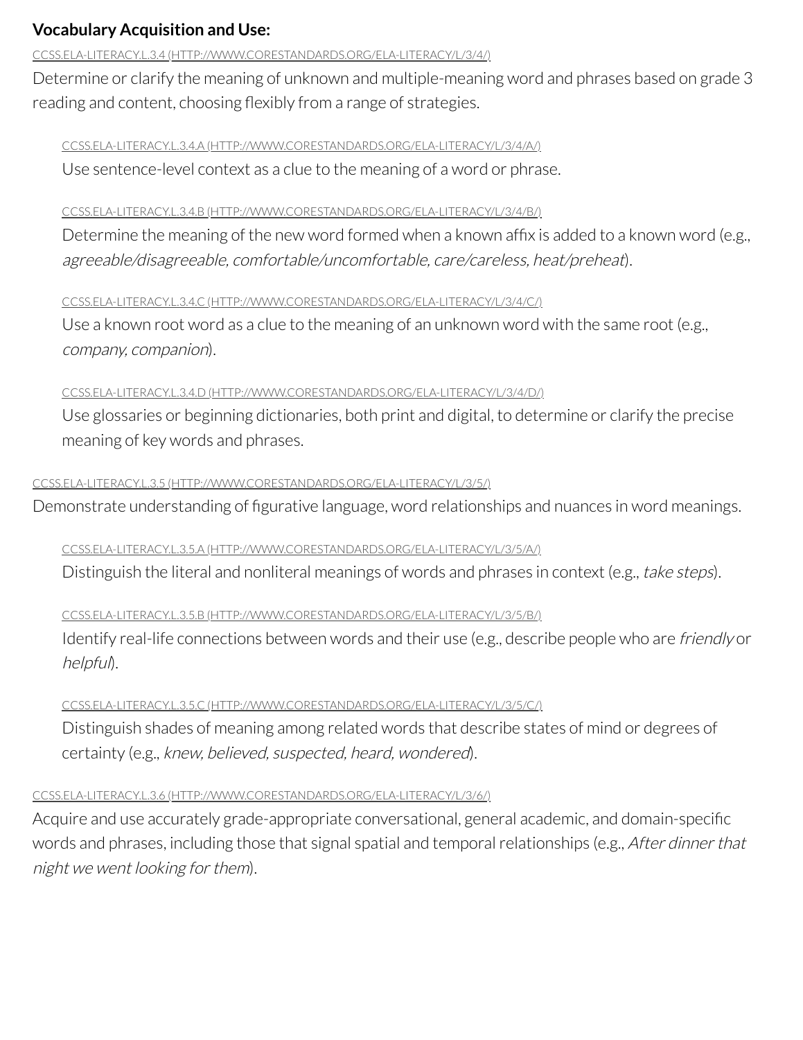**Vocabulary Acquisition and Use:**

CCSS.ELA-LITERACY.L.3.4 (HTTP://WWW.CORESTANDARDS.ORG/ELA-LITERACY/L/3/4/)

Determine or clarify the meaning of unknown and multiple-meaning word and phrases based on grade 3 reading and content, choosing flexibly from a range of strategies.

> CCSS.ELA-LITERACY.L.3.4.A (HTTP://WWW.CORESTANDARDS.ORG/ELA-LITERACY/L/3/4/A/)
>
> Use sentence-level context as a clue to the meaning of a word or phrase.
>
> CCSS.ELA-LITERACY.L.3.4.B (HTTP://WWW.CORESTANDARDS.ORG/ELA-LITERACY/L/3/4/B/)
>
> Determine the meaning of the new word formed when a known affix is added to a known word (e.g., *agreeable/disagreeable, comfortable/uncomfortable, care/careless, heat/preheat*).
>
> CCSS.ELA-LITERACY.L.3.4.C (HTTP://WWW.CORESTANDARDS.ORG/ELA-LITERACY/L/3/4/C/)
>
> Use a known root word as a clue to the meaning of an unknown word with the same root (e.g., *company, companion*).
>
> CCSS.ELA-LITERACY.L.3.4.D (HTTP://WWW.CORESTANDARDS.ORG/ELA-LITERACY/L/3/4/D/)
>
> Use glossaries or beginning dictionaries, both print and digital, to determine or clarify the precise meaning of key words and phrases.

CCSS.ELA-LITERACY.L.3.5 (HTTP://WWW.CORESTANDARDS.ORG/ELA-LITERACY/L/3/5/)

Demonstrate understanding of figurative language, word relationships and nuances in word meanings.

> CCSS.ELA-LITERACY.L.3.5.A (HTTP://WWW.CORESTANDARDS.ORG/ELA-LITERACY/L/3/5/A/)
>
> Distinguish the literal and nonliteral meanings of words and phrases in context (e.g., *take steps*).
>
> CCSS.ELA-LITERACY.L.3.5.B (HTTP://WWW.CORESTANDARDS.ORG/ELA-LITERACY/L/3/5/B/)
>
> Identify real-life connections between words and their use (e.g., describe people who are *friendly* or *helpful*).
>
> CCSS.ELA-LITERACY.L.3.5.C (HTTP://WWW.CORESTANDARDS.ORG/ELA-LITERACY/L/3/5/C/)
>
> Distinguish shades of meaning among related words that describe states of mind or degrees of certainty (e.g., *knew, believed, suspected, heard, wondered*).

CCSS.ELA-LITERACY.L.3.6 (HTTP://WWW.CORESTANDARDS.ORG/ELA-LITERACY/L/3/6/)

Acquire and use accurately grade-appropriate conversational, general academic, and domain-specific words and phrases, including those that signal spatial and temporal relationships (e.g., *After dinner that night we went looking for them*).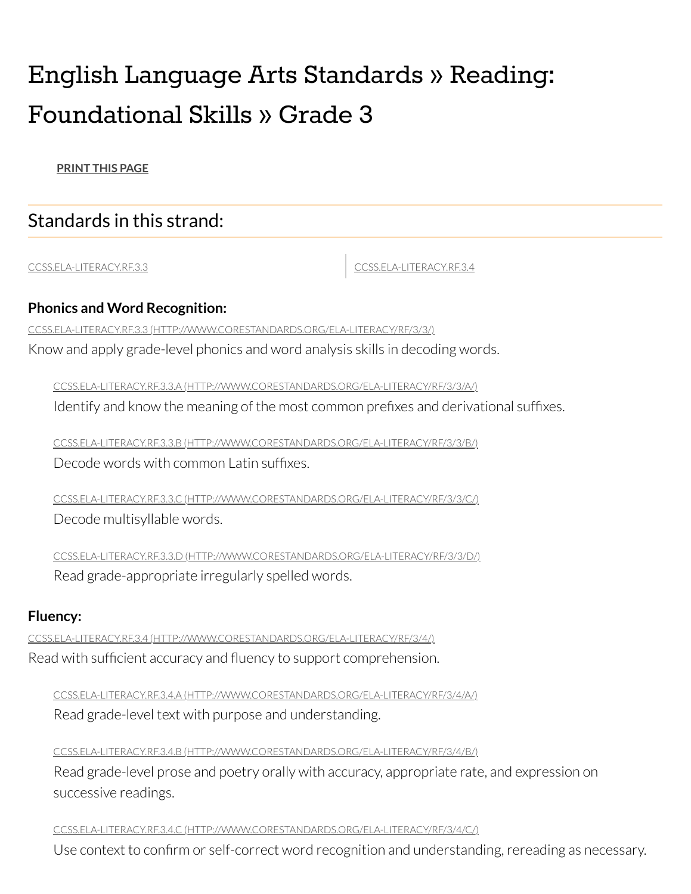# English Language Arts Standards » Reading: Foundational Skills » Grade 3

PRINT THIS PAGE

## Standards in this strand:

CCSS.ELA-LITERACY.RF.3.3 | CCSS.ELA-LITERACY.RF.3.4

**Phonics and Word Recognition:**

CCSS.ELA-LITERACY.RF.3.3 (HTTP://WWW.CORESTANDARDS.ORG/ELA-LITERACY/RF/3/3/)

Know and apply grade-level phonics and word analysis skills in decoding words.

> CCSS.ELA-LITERACY.RF.3.3.A (HTTP://WWW.CORESTANDARDS.ORG/ELA-LITERACY/RF/3/3/A/)
>
> Identify and know the meaning of the most common prefixes and derivational suffixes.
>
> CCSS.ELA-LITERACY.RF.3.3.B (HTTP://WWW.CORESTANDARDS.ORG/ELA-LITERACY/RF/3/3/B/)
>
> Decode words with common Latin suffixes.
>
> CCSS.ELA-LITERACY.RF.3.3.C (HTTP://WWW.CORESTANDARDS.ORG/ELA-LITERACY/RF/3/3/C/)
>
> Decode multisyllable words.
>
> CCSS.ELA-LITERACY.RF.3.3.D (HTTP://WWW.CORESTANDARDS.ORG/ELA-LITERACY/RF/3/3/D/)
>
> Read grade-appropriate irregularly spelled words.

**Fluency:**

CCSS.ELA-LITERACY.RF.3.4 (HTTP://WWW.CORESTANDARDS.ORG/ELA-LITERACY/RF/3/4/)

Read with sufficient accuracy and fluency to support comprehension.

> CCSS.ELA-LITERACY.RF.3.4.A (HTTP://WWW.CORESTANDARDS.ORG/ELA-LITERACY/RF/3/4/A/)
>
> Read grade-level text with purpose and understanding.
>
> CCSS.ELA-LITERACY.RF.3.4.B (HTTP://WWW.CORESTANDARDS.ORG/ELA-LITERACY/RF/3/4/B/)
>
> Read grade-level prose and poetry orally with accuracy, appropriate rate, and expression on successive readings.
>
> CCSS.ELA-LITERACY.RF.3.4.C (HTTP://WWW.CORESTANDARDS.ORG/ELA-LITERACY/RF/3/4/C/)
>
> Use context to confirm or self-correct word recognition and understanding, rereading as necessary.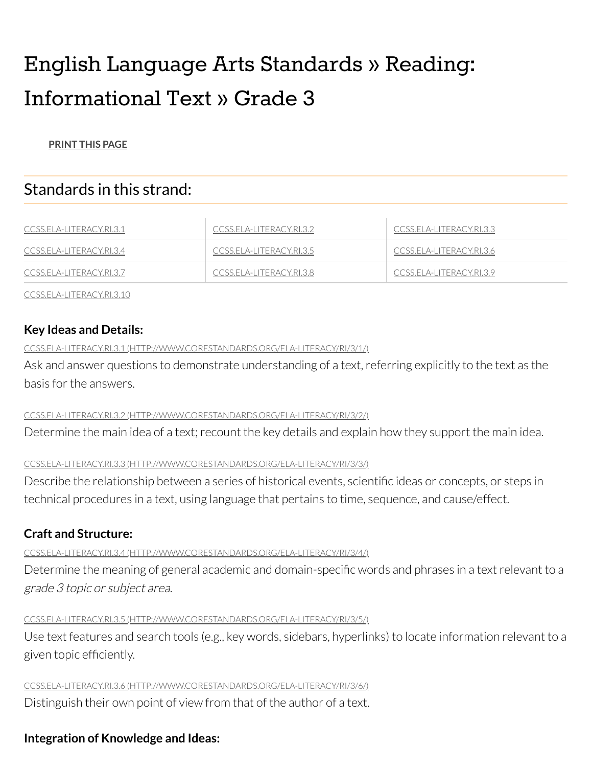# English Language Arts Standards » Reading: Informational Text » Grade 3

PRINT THIS PAGE

## Standards in this strand:

| | | |
|---|---|---|
| CCSS.ELA-LITERACY.RI.3.1 | CCSS.ELA-LITERACY.RI.3.2 | CCSS.ELA-LITERACY.RI.3.3 |
| CCSS.ELA-LITERACY.RI.3.4 | CCSS.ELA-LITERACY.RI.3.5 | CCSS.ELA-LITERACY.RI.3.6 |
| CCSS.ELA-LITERACY.RI.3.7 | CCSS.ELA-LITERACY.RI.3.8 | CCSS.ELA-LITERACY.RI.3.9 |

CCSS.ELA-LITERACY.RI.3.10

**Key Ideas and Details:**

CCSS.ELA-LITERACY.RI.3.1 (HTTP://WWW.CORESTANDARDS.ORG/ELA-LITERACY/RI/3/1/)
Ask and answer questions to demonstrate understanding of a text, referring explicitly to the text as the basis for the answers.

CCSS.ELA-LITERACY.RI.3.2 (HTTP://WWW.CORESTANDARDS.ORG/ELA-LITERACY/RI/3/2/)
Determine the main idea of a text; recount the key details and explain how they support the main idea.

CCSS.ELA-LITERACY.RI.3.3 (HTTP://WWW.CORESTANDARDS.ORG/ELA-LITERACY/RI/3/3/)
Describe the relationship between a series of historical events, scientific ideas or concepts, or steps in technical procedures in a text, using language that pertains to time, sequence, and cause/effect.

**Craft and Structure:**

CCSS.ELA-LITERACY.RI.3.4 (HTTP://WWW.CORESTANDARDS.ORG/ELA-LITERACY/RI/3/4/)
Determine the meaning of general academic and domain-specific words and phrases in a text relevant to a *grade 3 topic or subject area*.

CCSS.ELA-LITERACY.RI.3.5 (HTTP://WWW.CORESTANDARDS.ORG/ELA-LITERACY/RI/3/5/)
Use text features and search tools (e.g., key words, sidebars, hyperlinks) to locate information relevant to a given topic efficiently.

CCSS.ELA-LITERACY.RI.3.6 (HTTP://WWW.CORESTANDARDS.ORG/ELA-LITERACY/RI/3/6/)
Distinguish their own point of view from that of the author of a text.

**Integration of Knowledge and Ideas:**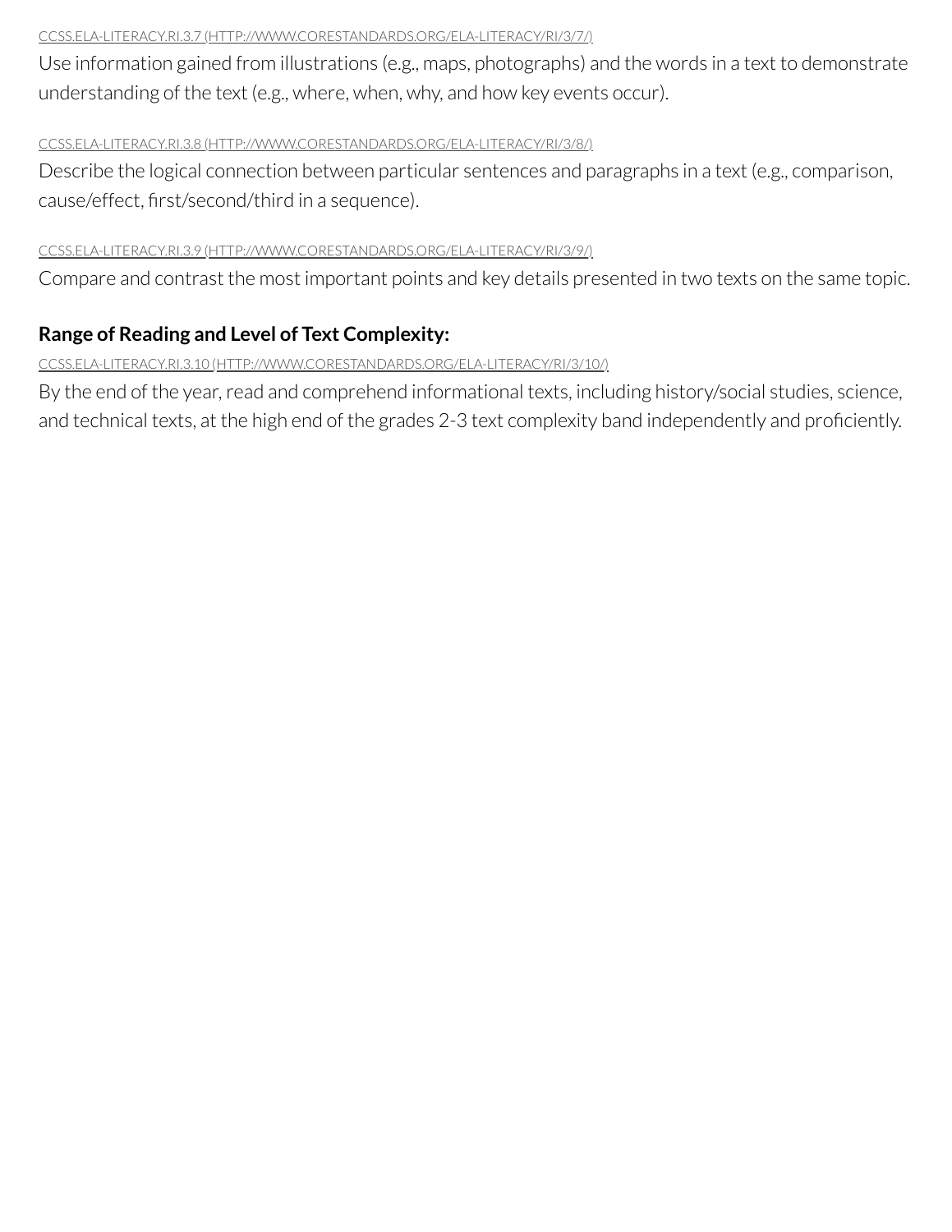CCSS.ELA-LITERACY.RI.3.7 (HTTP://WWW.CORESTANDARDS.ORG/ELA-LITERACY/RI/3/7/)

Use information gained from illustrations (e.g., maps, photographs) and the words in a text to demonstrate understanding of the text (e.g., where, when, why, and how key events occur).

CCSS.ELA-LITERACY.RI.3.8 (HTTP://WWW.CORESTANDARDS.ORG/ELA-LITERACY/RI/3/8/)

Describe the logical connection between particular sentences and paragraphs in a text (e.g., comparison, cause/effect, first/second/third in a sequence).

CCSS.ELA-LITERACY.RI.3.9 (HTTP://WWW.CORESTANDARDS.ORG/ELA-LITERACY/RI/3/9/)

Compare and contrast the most important points and key details presented in two texts on the same topic.

**Range of Reading and Level of Text Complexity:**

CCSS.ELA-LITERACY.RI.3.10 (HTTP://WWW.CORESTANDARDS.ORG/ELA-LITERACY/RI/3/10/)

By the end of the year, read and comprehend informational texts, including history/social studies, science, and technical texts, at the high end of the grades 2-3 text complexity band independently and proficiently.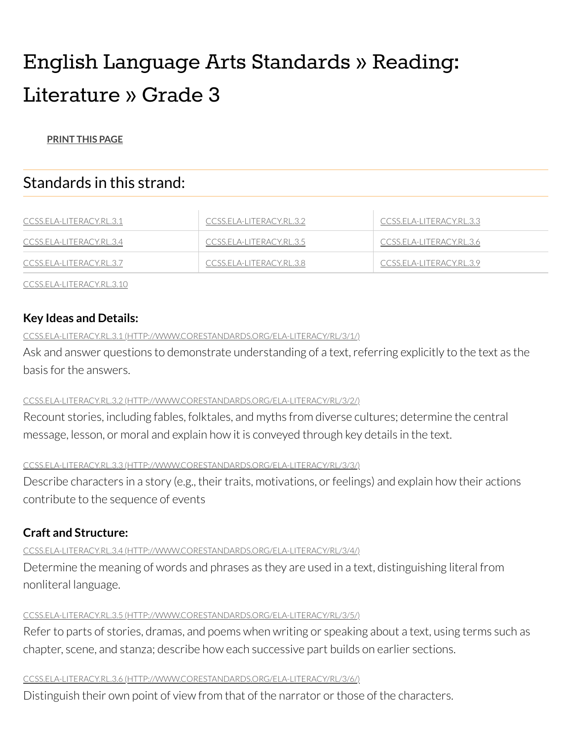# English Language Arts Standards » Reading: Literature » Grade 3

**PRINT THIS PAGE**

## Standards in this strand:

| | | |
|---|---|---|
| CCSS.ELA-LITERACY.RL.3.1 | CCSS.ELA-LITERACY.RL.3.2 | CCSS.ELA-LITERACY.RL.3.3 |
| CCSS.ELA-LITERACY.RL.3.4 | CCSS.ELA-LITERACY.RL.3.5 | CCSS.ELA-LITERACY.RL.3.6 |
| CCSS.ELA-LITERACY.RL.3.7 | CCSS.ELA-LITERACY.RL.3.8 | CCSS.ELA-LITERACY.RL.3.9 |

CCSS.ELA-LITERACY.RL.3.10

### Key Ideas and Details:

CCSS.ELA-LITERACY.RL.3.1 (HTTP://WWW.CORESTANDARDS.ORG/ELA-LITERACY/RL/3/1/)

Ask and answer questions to demonstrate understanding of a text, referring explicitly to the text as the basis for the answers.

CCSS.ELA-LITERACY.RL.3.2 (HTTP://WWW.CORESTANDARDS.ORG/ELA-LITERACY/RL/3/2/)

Recount stories, including fables, folktales, and myths from diverse cultures; determine the central message, lesson, or moral and explain how it is conveyed through key details in the text.

CCSS.ELA-LITERACY.RL.3.3 (HTTP://WWW.CORESTANDARDS.ORG/ELA-LITERACY/RL/3/3/)

Describe characters in a story (e.g., their traits, motivations, or feelings) and explain how their actions contribute to the sequence of events

### Craft and Structure:

CCSS.ELA-LITERACY.RL.3.4 (HTTP://WWW.CORESTANDARDS.ORG/ELA-LITERACY/RL/3/4/)

Determine the meaning of words and phrases as they are used in a text, distinguishing literal from nonliteral language.

CCSS.ELA-LITERACY.RL.3.5 (HTTP://WWW.CORESTANDARDS.ORG/ELA-LITERACY/RL/3/5/)

Refer to parts of stories, dramas, and poems when writing or speaking about a text, using terms such as chapter, scene, and stanza; describe how each successive part builds on earlier sections.

CCSS.ELA-LITERACY.RL.3.6 (HTTP://WWW.CORESTANDARDS.ORG/ELA-LITERACY/RL/3/6/)

Distinguish their own point of view from that of the narrator or those of the characters.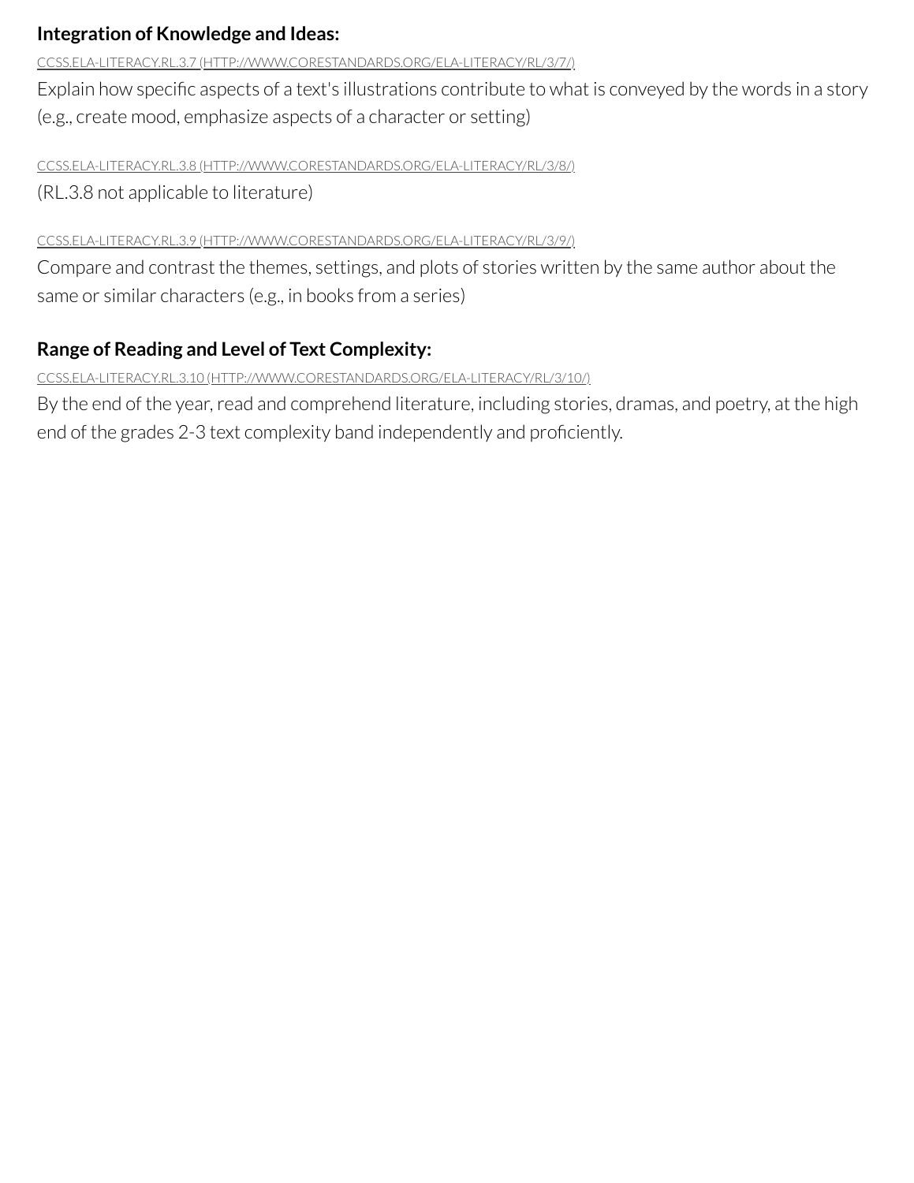**Integration of Knowledge and Ideas:**

CCSS.ELA-LITERACY.RL.3.7 (HTTP://WWW.CORESTANDARDS.ORG/ELA-LITERACY/RL/3/7/)

Explain how specific aspects of a text's illustrations contribute to what is conveyed by the words in a story (e.g., create mood, emphasize aspects of a character or setting)

CCSS.ELA-LITERACY.RL.3.8 (HTTP://WWW.CORESTANDARDS.ORG/ELA-LITERACY/RL/3/8/)

(RL.3.8 not applicable to literature)

CCSS.ELA-LITERACY.RL.3.9 (HTTP://WWW.CORESTANDARDS.ORG/ELA-LITERACY/RL/3/9/)

Compare and contrast the themes, settings, and plots of stories written by the same author about the same or similar characters (e.g., in books from a series)

**Range of Reading and Level of Text Complexity:**

CCSS.ELA-LITERACY.RL.3.10 (HTTP://WWW.CORESTANDARDS.ORG/ELA-LITERACY/RL/3/10/)

By the end of the year, read and comprehend literature, including stories, dramas, and poetry, at the high end of the grades 2-3 text complexity band independently and proficiently.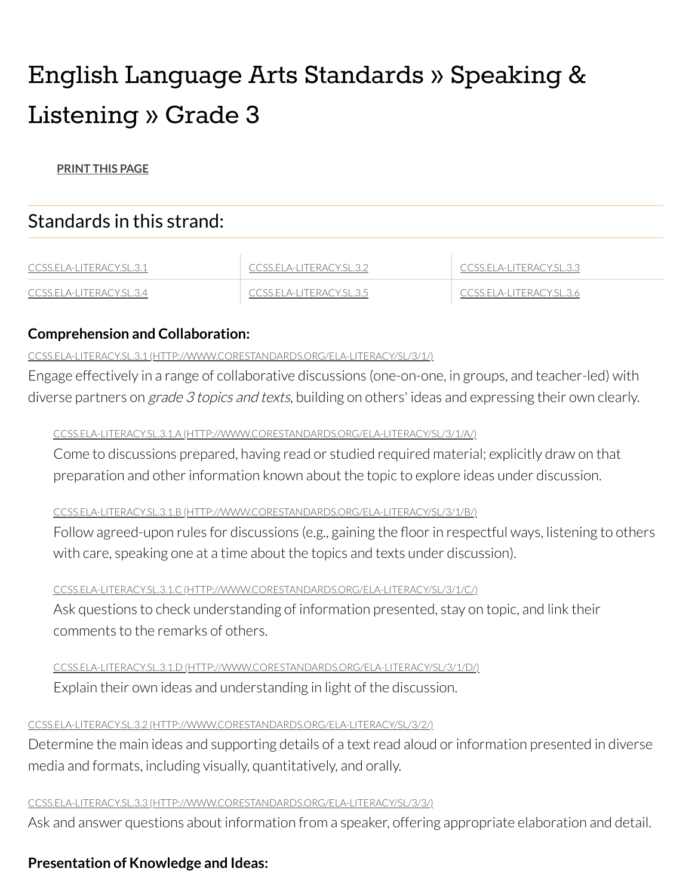# English Language Arts Standards » Speaking & Listening » Grade 3

PRINT THIS PAGE

## Standards in this strand:

| | | |
|---|---|---|
| CCSS.ELA-LITERACY.SL.3.1 | CCSS.ELA-LITERACY.SL.3.2 | CCSS.ELA-LITERACY.SL.3.3 |
| CCSS.ELA-LITERACY.SL.3.4 | CCSS.ELA-LITERACY.SL.3.5 | CCSS.ELA-LITERACY.SL.3.6 |

**Comprehension and Collaboration:**

CCSS.ELA-LITERACY.SL.3.1 (HTTP://WWW.CORESTANDARDS.ORG/ELA-LITERACY/SL/3/1/)

Engage effectively in a range of collaborative discussions (one-on-one, in groups, and teacher-led) with diverse partners on *grade 3 topics and texts*, building on others' ideas and expressing their own clearly.

> CCSS.ELA-LITERACY.SL.3.1.A (HTTP://WWW.CORESTANDARDS.ORG/ELA-LITERACY/SL/3/1/A/)
>
> Come to discussions prepared, having read or studied required material; explicitly draw on that preparation and other information known about the topic to explore ideas under discussion.
>
> CCSS.ELA-LITERACY.SL.3.1.B (HTTP://WWW.CORESTANDARDS.ORG/ELA-LITERACY/SL/3/1/B/)
>
> Follow agreed-upon rules for discussions (e.g., gaining the floor in respectful ways, listening to others with care, speaking one at a time about the topics and texts under discussion).
>
> CCSS.ELA-LITERACY.SL.3.1.C (HTTP://WWW.CORESTANDARDS.ORG/ELA-LITERACY/SL/3/1/C/)
>
> Ask questions to check understanding of information presented, stay on topic, and link their comments to the remarks of others.
>
> CCSS.ELA-LITERACY.SL.3.1.D (HTTP://WWW.CORESTANDARDS.ORG/ELA-LITERACY/SL/3/1/D/)
>
> Explain their own ideas and understanding in light of the discussion.

CCSS.ELA-LITERACY.SL.3.2 (HTTP://WWW.CORESTANDARDS.ORG/ELA-LITERACY/SL/3/2/)

Determine the main ideas and supporting details of a text read aloud or information presented in diverse media and formats, including visually, quantitatively, and orally.

CCSS.ELA-LITERACY.SL.3.3 (HTTP://WWW.CORESTANDARDS.ORG/ELA-LITERACY/SL/3/3/)

Ask and answer questions about information from a speaker, offering appropriate elaboration and detail.

**Presentation of Knowledge and Ideas:**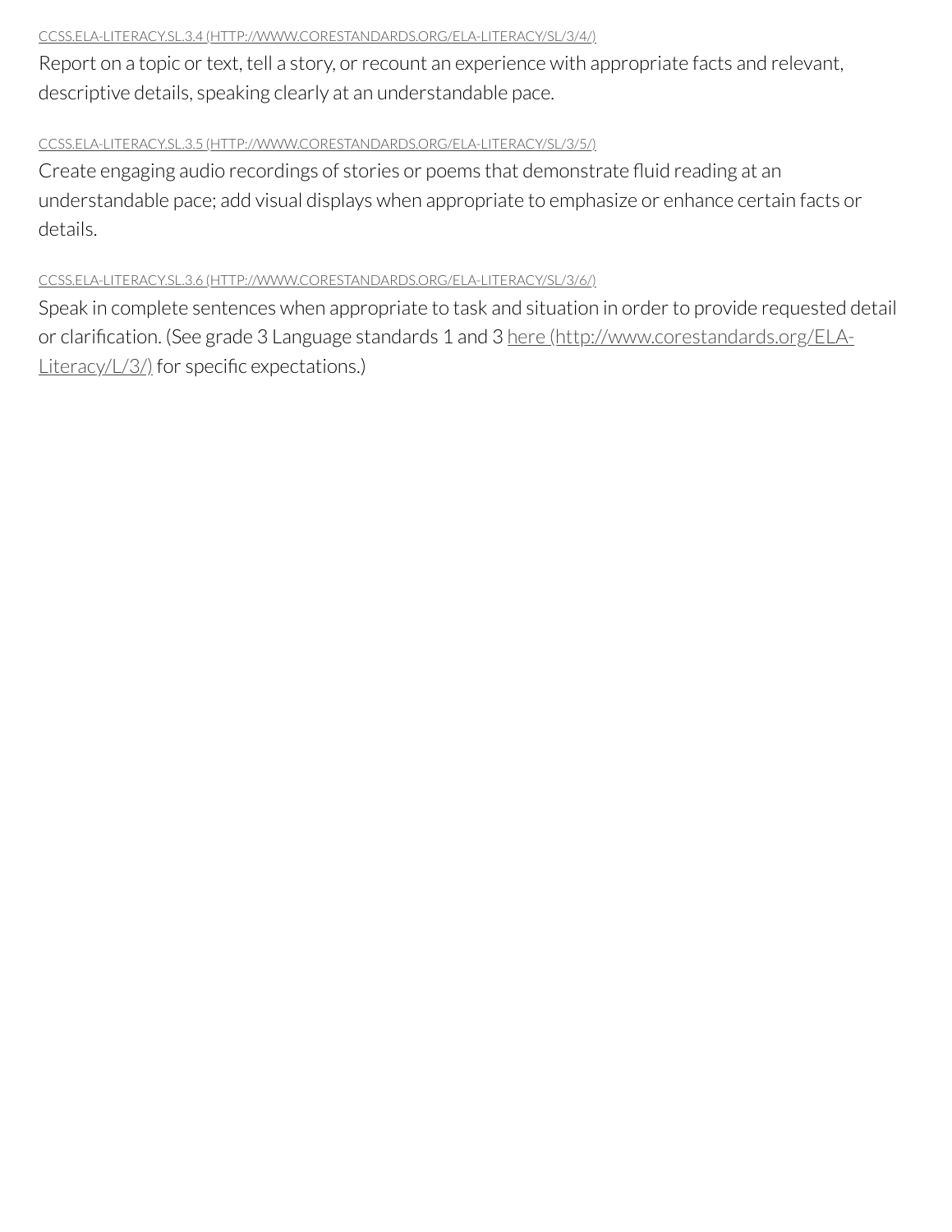[CCSS.ELA-LITERACY.SL.3.4 (HTTP://WWW.CORESTANDARDS.ORG/ELA-LITERACY/SL/3/4/)](http://www.corestandards.org/ELA-Literacy/SL/3/4/)

Report on a topic or text, tell a story, or recount an experience with appropriate facts and relevant, descriptive details, speaking clearly at an understandable pace.

[CCSS.ELA-LITERACY.SL.3.5 (HTTP://WWW.CORESTANDARDS.ORG/ELA-LITERACY/SL/3/5/)](http://www.corestandards.org/ELA-Literacy/SL/3/5/)

Create engaging audio recordings of stories or poems that demonstrate fluid reading at an understandable pace; add visual displays when appropriate to emphasize or enhance certain facts or details.

[CCSS.ELA-LITERACY.SL.3.6 (HTTP://WWW.CORESTANDARDS.ORG/ELA-LITERACY/SL/3/6/)](http://www.corestandards.org/ELA-Literacy/SL/3/6/)

Speak in complete sentences when appropriate to task and situation in order to provide requested detail or clarification. (See grade 3 Language standards 1 and 3 [here (http://www.corestandards.org/ELA-Literacy/L/3/)](http://www.corestandards.org/ELA-Literacy/L/3/) for specific expectations.)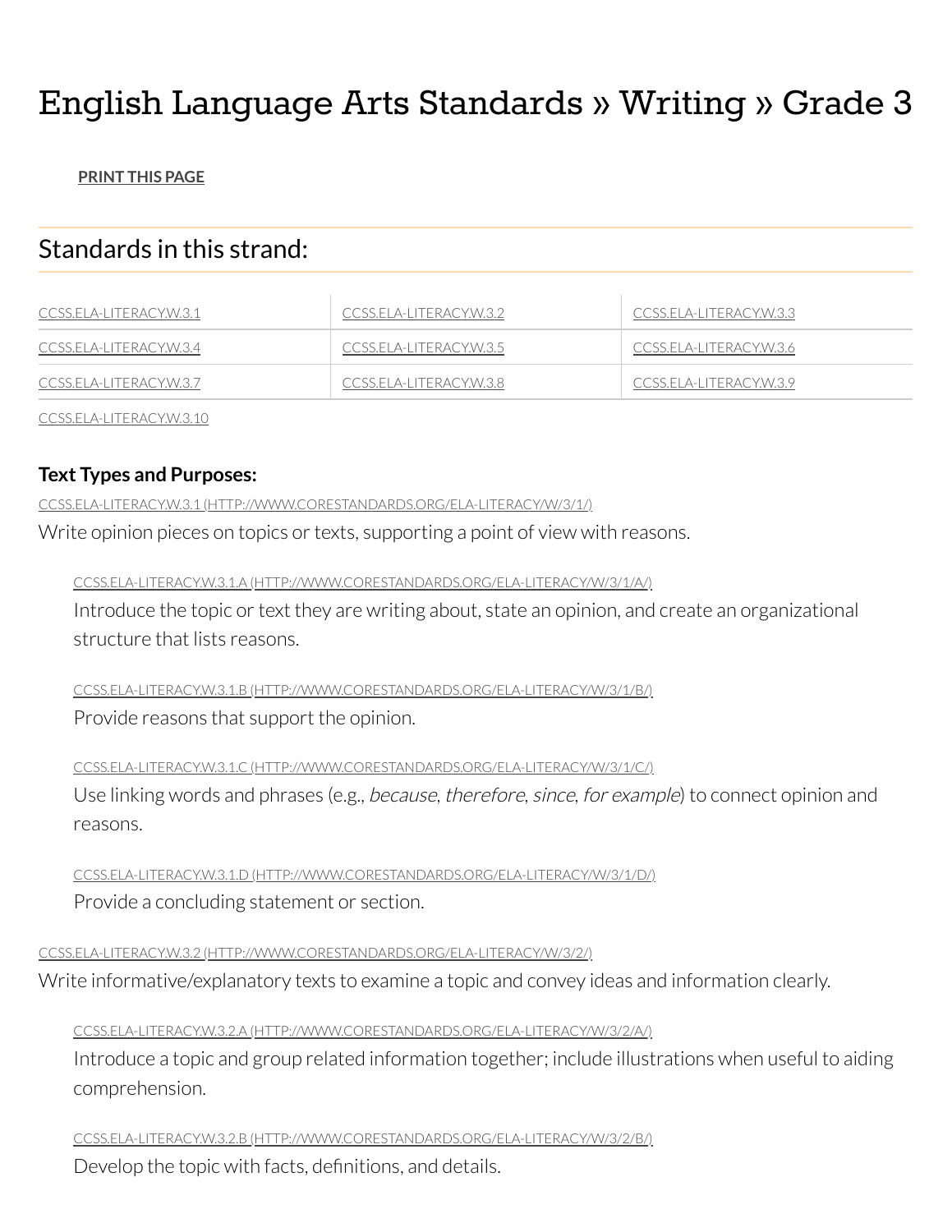# English Language Arts Standards » Writing » Grade 3

PRINT THIS PAGE

## Standards in this strand:

| CCSS.ELA-LITERACY.W.3.1 | CCSS.ELA-LITERACY.W.3.2 | CCSS.ELA-LITERACY.W.3.3 |
|---|---|---|
| CCSS.ELA-LITERACY.W.3.4 | CCSS.ELA-LITERACY.W.3.5 | CCSS.ELA-LITERACY.W.3.6 |
| CCSS.ELA-LITERACY.W.3.7 | CCSS.ELA-LITERACY.W.3.8 | CCSS.ELA-LITERACY.W.3.9 |
| CCSS.ELA-LITERACY.W.3.10 | | |

**Text Types and Purposes:**

CCSS.ELA-LITERACY.W.3.1 (HTTP://WWW.CORESTANDARDS.ORG/ELA-LITERACY/W/3/1/)

Write opinion pieces on topics or texts, supporting a point of view with reasons.

> CCSS.ELA-LITERACY.W.3.1.A (HTTP://WWW.CORESTANDARDS.ORG/ELA-LITERACY/W/3/1/A/)
>
> Introduce the topic or text they are writing about, state an opinion, and create an organizational structure that lists reasons.
>
> CCSS.ELA-LITERACY.W.3.1.B (HTTP://WWW.CORESTANDARDS.ORG/ELA-LITERACY/W/3/1/B/)
>
> Provide reasons that support the opinion.
>
> CCSS.ELA-LITERACY.W.3.1.C (HTTP://WWW.CORESTANDARDS.ORG/ELA-LITERACY/W/3/1/C/)
>
> Use linking words and phrases (e.g., *because*, *therefore*, *since*, *for example*) to connect opinion and reasons.
>
> CCSS.ELA-LITERACY.W.3.1.D (HTTP://WWW.CORESTANDARDS.ORG/ELA-LITERACY/W/3/1/D/)
>
> Provide a concluding statement or section.

CCSS.ELA-LITERACY.W.3.2 (HTTP://WWW.CORESTANDARDS.ORG/ELA-LITERACY/W/3/2/)

Write informative/explanatory texts to examine a topic and convey ideas and information clearly.

> CCSS.ELA-LITERACY.W.3.2.A (HTTP://WWW.CORESTANDARDS.ORG/ELA-LITERACY/W/3/2/A/)
>
> Introduce a topic and group related information together; include illustrations when useful to aiding comprehension.
>
> CCSS.ELA-LITERACY.W.3.2.B (HTTP://WWW.CORESTANDARDS.ORG/ELA-LITERACY/W/3/2/B/)
>
> Develop the topic with facts, definitions, and details.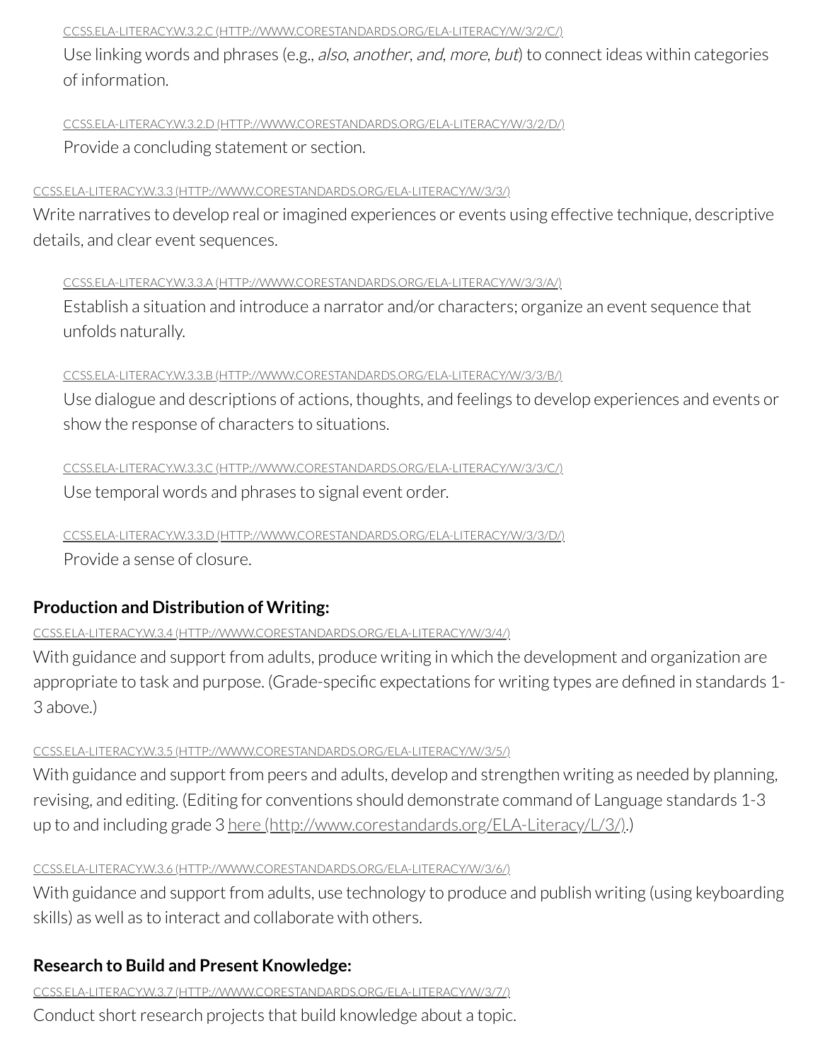CCSS.ELA-LITERACY.W.3.2.C (HTTP://WWW.CORESTANDARDS.ORG/ELA-LITERACY/W/3/2/C/)

Use linking words and phrases (e.g., *also*, *another*, *and*, *more*, *but*) to connect ideas within categories of information.

CCSS.ELA-LITERACY.W.3.2.D (HTTP://WWW.CORESTANDARDS.ORG/ELA-LITERACY/W/3/2/D/)

Provide a concluding statement or section.

CCSS.ELA-LITERACY.W.3.3 (HTTP://WWW.CORESTANDARDS.ORG/ELA-LITERACY/W/3/3/)

Write narratives to develop real or imagined experiences or events using effective technique, descriptive details, and clear event sequences.

CCSS.ELA-LITERACY.W.3.3.A (HTTP://WWW.CORESTANDARDS.ORG/ELA-LITERACY/W/3/3/A/)

Establish a situation and introduce a narrator and/or characters; organize an event sequence that unfolds naturally.

CCSS.ELA-LITERACY.W.3.3.B (HTTP://WWW.CORESTANDARDS.ORG/ELA-LITERACY/W/3/3/B/)

Use dialogue and descriptions of actions, thoughts, and feelings to develop experiences and events or show the response of characters to situations.

CCSS.ELA-LITERACY.W.3.3.C (HTTP://WWW.CORESTANDARDS.ORG/ELA-LITERACY/W/3/3/C/)

Use temporal words and phrases to signal event order.

CCSS.ELA-LITERACY.W.3.3.D (HTTP://WWW.CORESTANDARDS.ORG/ELA-LITERACY/W/3/3/D/)

Provide a sense of closure.

**Production and Distribution of Writing:**

CCSS.ELA-LITERACY.W.3.4 (HTTP://WWW.CORESTANDARDS.ORG/ELA-LITERACY/W/3/4/)

With guidance and support from adults, produce writing in which the development and organization are appropriate to task and purpose. (Grade-specific expectations for writing types are defined in standards 1-3 above.)

CCSS.ELA-LITERACY.W.3.5 (HTTP://WWW.CORESTANDARDS.ORG/ELA-LITERACY/W/3/5/)

With guidance and support from peers and adults, develop and strengthen writing as needed by planning, revising, and editing. (Editing for conventions should demonstrate command of Language standards 1-3 up to and including grade 3 here (http://www.corestandards.org/ELA-Literacy/L/3/).)

CCSS.ELA-LITERACY.W.3.6 (HTTP://WWW.CORESTANDARDS.ORG/ELA-LITERACY/W/3/6/)

With guidance and support from adults, use technology to produce and publish writing (using keyboarding skills) as well as to interact and collaborate with others.

**Research to Build and Present Knowledge:**

CCSS.ELA-LITERACY.W.3.7 (HTTP://WWW.CORESTANDARDS.ORG/ELA-LITERACY/W/3/7/)

Conduct short research projects that build knowledge about a topic.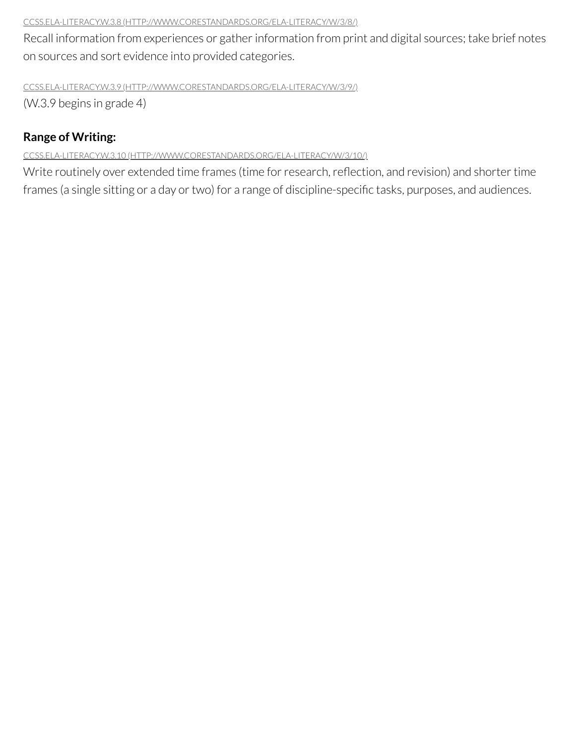[CCSS.ELA-LITERACY.W.3.8 (HTTP://WWW.CORESTANDARDS.ORG/ELA-LITERACY/W/3/8/)](http://www.corestandards.org/ELA-LITERACY/W/3/8/)

Recall information from experiences or gather information from print and digital sources; take brief notes on sources and sort evidence into provided categories.

[CCSS.ELA-LITERACY.W.3.9 (HTTP://WWW.CORESTANDARDS.ORG/ELA-LITERACY/W/3/9/)](http://www.corestandards.org/ELA-LITERACY/W/3/9/)

(W.3.9 begins in grade 4)

**Range of Writing:**

[CCSS.ELA-LITERACY.W.3.10 (HTTP://WWW.CORESTANDARDS.ORG/ELA-LITERACY/W/3/10/)](http://www.corestandards.org/ELA-LITERACY/W/3/10/)

Write routinely over extended time frames (time for research, reflection, and revision) and shorter time frames (a single sitting or a day or two) for a range of discipline-specific tasks, purposes, and audiences.